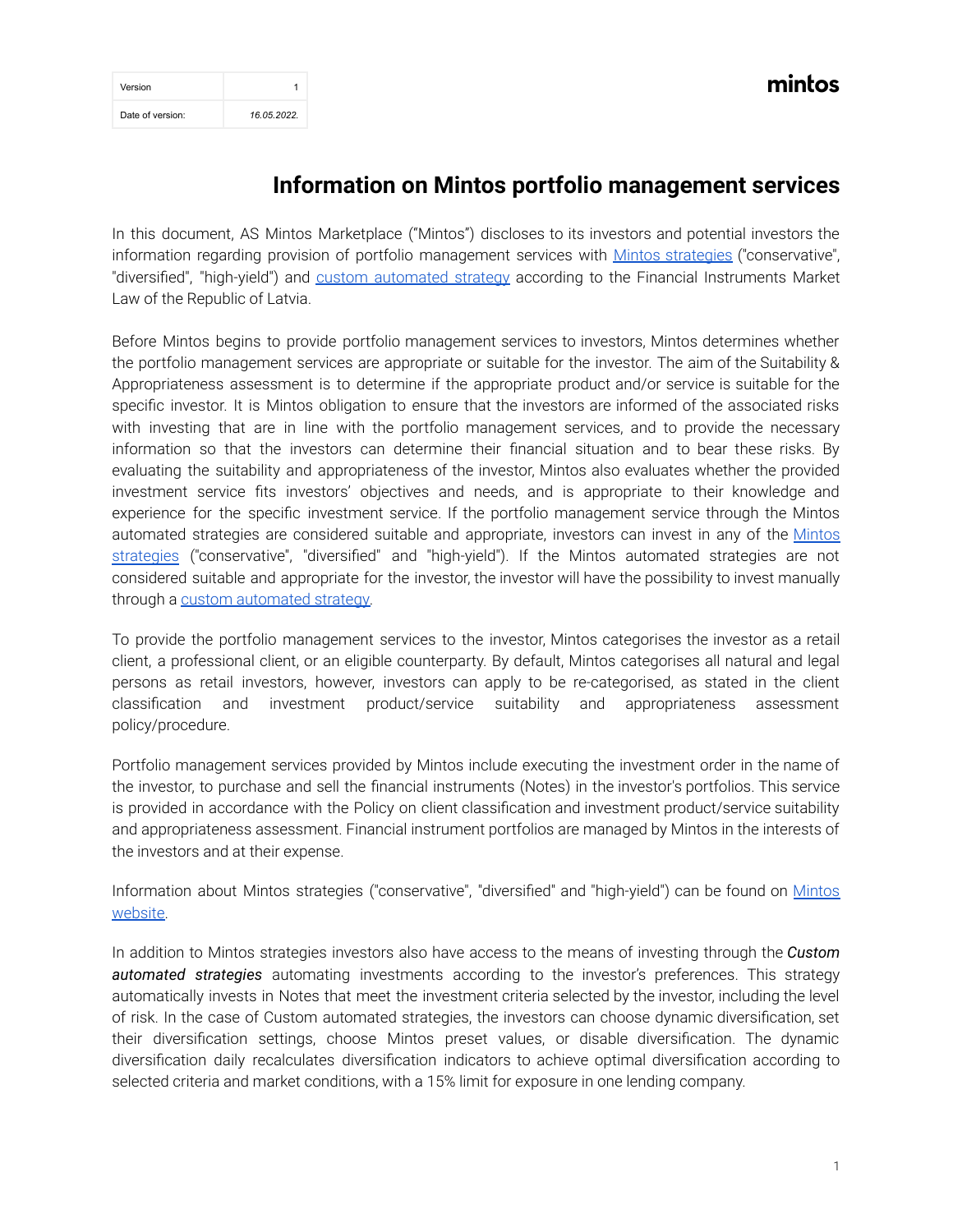| Version | 1 |
| --- | --- |
| Date of version: | 16.05.2022. |

# Information on Mintos portfolio management services

In this document, AS Mintos Marketplace ("Mintos") discloses to its investors and potential investors the information regarding provision of portfolio management services with [Mintos strategies]() ("conservative", "diversified", "high-yield") and [custom automated strategy]() according to the Financial Instruments Market Law of the Republic of Latvia.

Before Mintos begins to provide portfolio management services to investors, Mintos determines whether the portfolio management services are appropriate or suitable for the investor. The aim of the Suitability & Appropriateness assessment is to determine if the appropriate product and/or service is suitable for the specific investor. It is Mintos obligation to ensure that the investors are informed of the associated risks with investing that are in line with the portfolio management services, and to provide the necessary information so that the investors can determine their financial situation and to bear these risks. By evaluating the suitability and appropriateness of the investor, Mintos also evaluates whether the provided investment service fits investors' objectives and needs, and is appropriate to their knowledge and experience for the specific investment service. If the portfolio management service through the Mintos automated strategies are considered suitable and appropriate, investors can invest in any of the [Mintos strategies]() ("conservative", "diversified" and "high-yield"). If the Mintos automated strategies are not considered suitable and appropriate for the investor, the investor will have the possibility to invest manually through a [custom automated strategy]().

To provide the portfolio management services to the investor, Mintos categorises the investor as a retail client, a professional client, or an eligible counterparty. By default, Mintos categorises all natural and legal persons as retail investors, however, investors can apply to be re-categorised, as stated in the client classification and investment product/service suitability and appropriateness assessment policy/procedure.

Portfolio management services provided by Mintos include executing the investment order in the name of the investor, to purchase and sell the financial instruments (Notes) in the investor's portfolios. This service is provided in accordance with the Policy on client classification and investment product/service suitability and appropriateness assessment. Financial instrument portfolios are managed by Mintos in the interests of the investors and at their expense.

Information about Mintos strategies ("conservative", "diversified" and "high-yield") can be found on [Mintos website]().

In addition to Mintos strategies investors also have access to the means of investing through the ***Custom automated strategies*** automating investments according to the investor's preferences. This strategy automatically invests in Notes that meet the investment criteria selected by the investor, including the level of risk. In the case of Custom automated strategies, the investors can choose dynamic diversification, set their diversification settings, choose Mintos preset values, or disable diversification. The dynamic diversification daily recalculates diversification indicators to achieve optimal diversification according to selected criteria and market conditions, with a 15% limit for exposure in one lending company.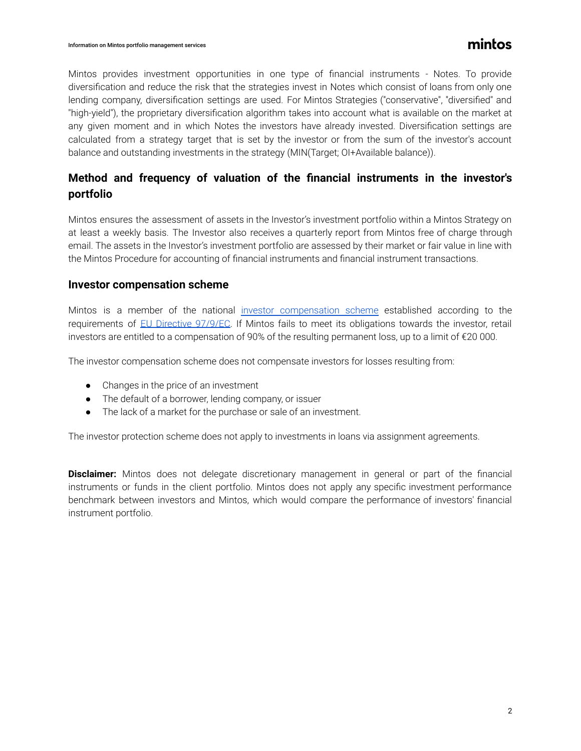Mintos provides investment opportunities in one type of financial instruments - Notes. To provide diversification and reduce the risk that the strategies invest in Notes which consist of loans from only one lending company, diversification settings are used. For Mintos Strategies ("conservative", "diversified" and "high-yield"), the proprietary diversification algorithm takes into account what is available on the market at any given moment and in which Notes the investors have already invested. Diversification settings are calculated from a strategy target that is set by the investor or from the sum of the investor's account balance and outstanding investments in the strategy (MIN(Target; OI+Available balance)).

## Method and frequency of valuation of the financial instruments in the investor's portfolio

Mintos ensures the assessment of assets in the Investor's investment portfolio within a Mintos Strategy on at least a weekly basis. The Investor also receives a quarterly report from Mintos free of charge through email. The assets in the Investor's investment portfolio are assessed by their market or fair value in line with the Mintos Procedure for accounting of financial instruments and financial instrument transactions.

### Investor compensation scheme

Mintos is a member of the national investor compensation scheme established according to the requirements of EU Directive 97/9/EC. If Mintos fails to meet its obligations towards the investor, retail investors are entitled to a compensation of 90% of the resulting permanent loss, up to a limit of €20 000.

The investor compensation scheme does not compensate investors for losses resulting from:

- Changes in the price of an investment
- The default of a borrower, lending company, or issuer
- The lack of a market for the purchase or sale of an investment.

The investor protection scheme does not apply to investments in loans via assignment agreements.

**Disclaimer:** Mintos does not delegate discretionary management in general or part of the financial instruments or funds in the client portfolio. Mintos does not apply any specific investment performance benchmark between investors and Mintos, which would compare the performance of investors' financial instrument portfolio.